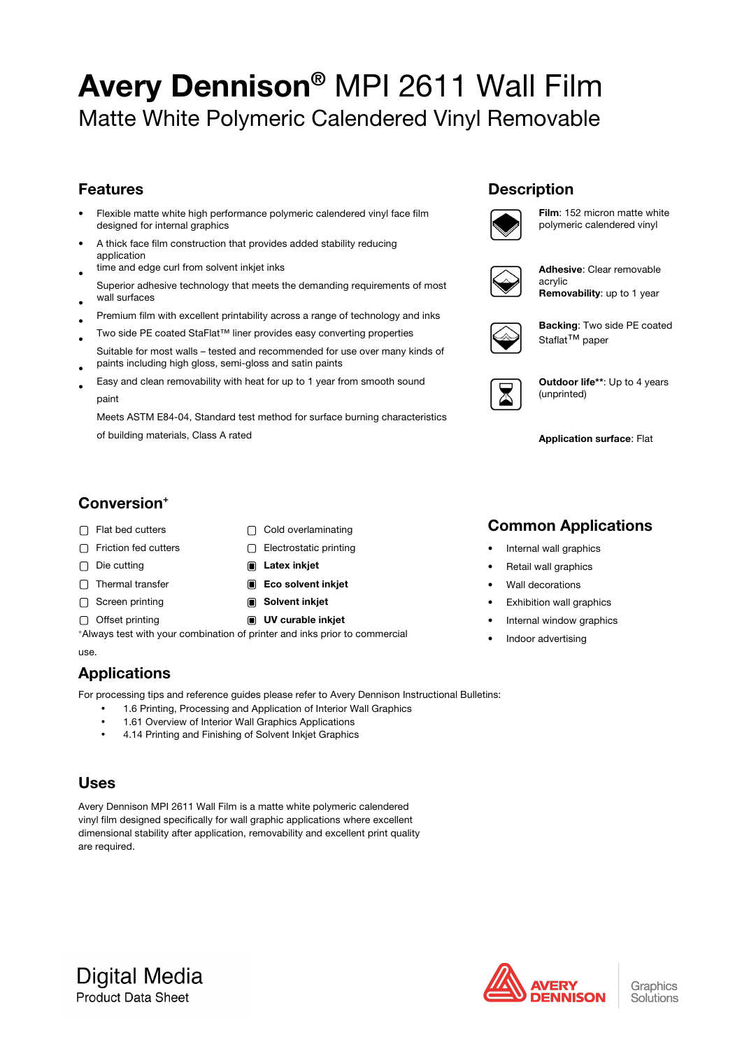# Avery Dennison® MPI 2611 Wall Film

## Matte White Polymeric Calendered Vinyl Removable

## Features

- Flexible matte white high performance polymeric calendered vinyl face film designed for internal graphics
- A thick face film construction that provides added stability reducing application time and edge curl from solvent inkjet inks
- Superior adhesive technology that meets the demanding requirements of most wall surfaces
- Premium film with excellent printability across a range of technology and inks
- Two side PE coated StaFlat™ liner provides easy converting properties
- Suitable for most walls – tested and recommended for use over many kinds of paints including high gloss, semi-gloss and satin paints
- Easy and clean removability with heat for up to 1 year from smooth sound paint
- Meets ASTM E84-04, Standard test method for surface burning characteristics of building materials, Class A rated

## Description

**Film**: 152 micron matte white polymeric calendered vinyl

**Adhesive**: Clear removable acrylic
**Removability**: up to 1 year

**Backing**: Two side PE coated Staflat™ paper

**Outdoor life****: Up to 4 years (unprinted)

**Application surface**: Flat

## Conversion+

- ☐ Flat bed cutters
- ☐ Friction fed cutters
- ☐ Die cutting
- ☐ Thermal transfer
- ☐ Screen printing
- ☐ Offset printing
- ☐ Cold overlaminating
- ☐ Electrostatic printing
- ■ **Latex inkjet**
- ■ **Eco solvent inkjet**
- ■ **Solvent inkjet**
- ■ **UV curable inkjet**

+Always test with your combination of printer and inks prior to commercial use.

## Common Applications

- Internal wall graphics
- Retail wall graphics
- Wall decorations
- Exhibition wall graphics
- Internal window graphics
- Indoor advertising

## Applications

For processing tips and reference guides please refer to Avery Dennison Instructional Bulletins:

- 1.6 Printing, Processing and Application of Interior Wall Graphics
- 1.61 Overview of Interior Wall Graphics Applications
- 4.14 Printing and Finishing of Solvent Inkjet Graphics

## Uses

Avery Dennison MPI 2611 Wall Film is a matte white polymeric calendered vinyl film designed specifically for wall graphic applications where excellent dimensional stability after application, removability and excellent print quality are required.

Digital Media
Product Data Sheet

AVERY DENNISON Graphics Solutions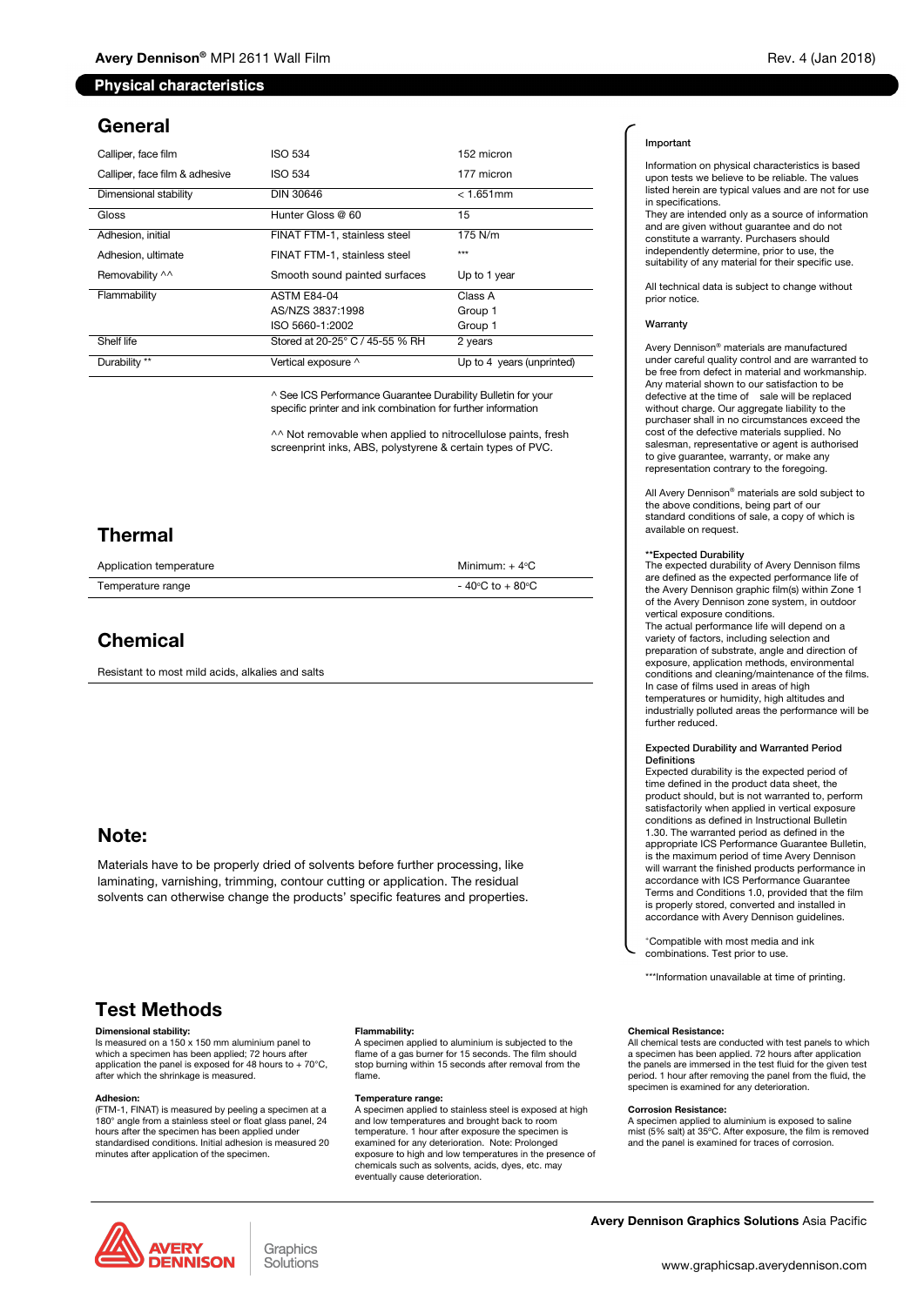# Avery Dennison® MPI 2611 Wall Film

Rev. 4 (Jan 2018)

## Physical characteristics

### General

| | | |
|---|---|---|
| Calliper, face film | ISO 534 | 152 micron |
| Calliper, face film & adhesive | ISO 534 | 177 micron |
| Dimensional stability | DIN 30646 | < 1.651mm |
| Gloss | Hunter Gloss @ 60 | 15 |
| Adhesion, initial | FINAT FTM-1, stainless steel | 175 N/m |
| Adhesion, ultimate | FINAT FTM-1, stainless steel | *** |
| Removability ^^ | Smooth sound painted surfaces | Up to 1 year |
| Flammability | ASTM E84-04<br>AS/NZS 3837:1998<br>ISO 5660-1:2002 | Class A<br>Group 1<br>Group 1 |
| Shelf life | Stored at 20-25° C / 45-55 % RH | 2 years |
| Durability ** | Vertical exposure ^ | Up to 4 years (unprinted) |

^ See ICS Performance Guarantee Durability Bulletin for your specific printer and ink combination for further information

^^ Not removable when applied to nitrocellulose paints, fresh screenprint inks, ABS, polystyrene & certain types of PVC.

### Thermal

| | |
|---|---|
| Application temperature | Minimum: + 4°C |
| Temperature range | - 40°C to + 80°C |

### Chemical

Resistant to most mild acids, alkalies and salts

### Note:

Materials have to be properly dried of solvents before further processing, like laminating, varnishing, trimming, contour cutting or application. The residual solvents can otherwise change the products' specific features and properties.

**Important**

Information on physical characteristics is based upon tests we believe to be reliable. The values listed herein are typical values and are not for use in specifications.
They are intended only as a source of information and are given without guarantee and do not constitute a warranty. Purchasers should independently determine, prior to use, the suitability of any material for their specific use.

All technical data is subject to change without prior notice.

**Warranty**

Avery Dennison® materials are manufactured under careful quality control and are warranted to be free from defect in material and workmanship. Any material shown to our satisfaction to be defective at the time of sale will be replaced without charge. Our aggregate liability to the purchaser shall in no circumstances exceed the cost of the defective materials supplied. No salesman, representative or agent is authorised to give guarantee, warranty, or make any representation contrary to the foregoing.

All Avery Dennison® materials are sold subject to the above conditions, being part of our standard conditions of sale, a copy of which is available on request.

**\*\*Expected Durability**
The expected durability of Avery Dennison films are defined as the expected performance life of the Avery Dennison graphic film(s) within Zone 1 of the Avery Dennison zone system, in outdoor vertical exposure conditions.
The actual performance life will depend on a variety of factors, including selection and preparation of substrate, angle and direction of exposure, application methods, environmental conditions and cleaning/maintenance of the films. In case of films used in areas of high temperatures or humidity, high altitudes and industrially polluted areas the performance will be further reduced.

**Expected Durability and Warranted Period Definitions**
Expected durability is the expected period of time defined in the product data sheet, the product should, but is not warranted to, perform satisfactorily when applied in vertical exposure conditions as defined in Instructional Bulletin 1.30. The warranted period as defined in the appropriate ICS Performance Guarantee Bulletin, is the maximum period of time Avery Dennison will warrant the finished products performance in accordance with ICS Performance Guarantee Terms and Conditions 1.0, provided that the film is properly stored, converted and installed in accordance with Avery Dennison guidelines.

+Compatible with most media and ink combinations. Test prior to use.

***Information unavailable at time of printing.

## Test Methods

**Dimensional stability:**
Is measured on a 150 x 150 mm aluminium panel to which a specimen has been applied; 72 hours after application the panel is exposed for 48 hours to + 70°C, after which the shrinkage is measured.

**Adhesion:**
(FTM-1, FINAT) is measured by peeling a specimen at a 180° angle from a stainless steel or float glass panel, 24 hours after the specimen has been applied under standardised conditions. Initial adhesion is measured 20 minutes after application of the specimen.

**Flammability:**
A specimen applied to aluminium is subjected to the flame of a gas burner for 15 seconds. The film should stop burning within 15 seconds after removal from the flame.

**Temperature range:**
A specimen applied to stainless steel is exposed at high and low temperatures and brought back to room temperature. 1 hour after exposure the specimen is examined for any deterioration. Note: Prolonged exposure to high and low temperatures in the presence of chemicals such as solvents, acids, dyes, etc. may eventually cause deterioration.

**Chemical Resistance:**
All chemical tests are conducted with test panels to which a specimen has been applied. 72 hours after application the panels are immersed in the test fluid for the given test period. 1 hour after removing the panel from the fluid, the specimen is examined for any deterioration.

**Corrosion Resistance:**
A specimen applied to aluminium is exposed to saline mist (5% salt) at 35°C. After exposure, the film is removed and the panel is examined for traces of corrosion.

AVERY DENNISON Graphics Solutions

**Avery Dennison Graphics Solutions** Asia Pacific

www.graphicsap.averydennison.com